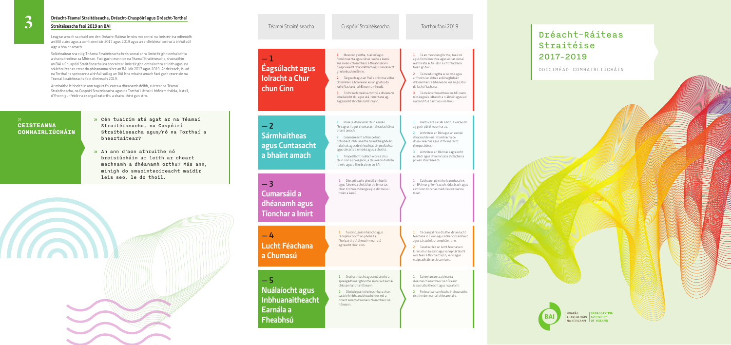# Dréacht-Ráiteas Straitéise 2017-2019

DOICIMÉAD COMHAIRLIÚCHÁIN

## 3 Dréacht-Téamaí Straitéiseacha, Dréacht-Chuspóirí agus Dréacht-Torthaí Straitéiseacha faoi 2019 an BAI

Leagtar amach sa chuid seo den Dréacht-Ráiteas le níos mó sonraí na limistéir ina ndíreoidh an BAI a aird agus a acmhainní idir 2017 agus 2019 agus an ardleibhéal torthaí a bhfuil súil aige a bhaint amach.

Soláthraítear sna cúig Théama Straitéiseacha breis sonraí ar na limistéir ghníomhaíochta a shainaithnítear sa Mhisean. Faoi gach ceann de na Téamaí Straitéiseacha, shainaithin an BAI a Chuspóirí Straitéiseacha ina sonraítear limistéir ghníomhaíochta ar leith agus ina soláthraítear an creat do phleananna oibre an BAI idir 2017 agus 2019. Ar deireadh, is iad na Torthaí na spriocanna a bhfuil súil ag an BAI lena mbaint amach faoi gach ceann de na Téamaí Straitéiseacha faoi dheireadh 2019.

Ar mhaithe le bheith in ann tagairt fhurasta a dhéanamh dóibh, cuirtear na Téamaí Straitéiseacha, na Cuspóirí Straitéiseacha agus na Torthaí i láthair i bhfoirm thábla, lastall, d'fhonn gur féidir na ceangail eatarthu a shainaithint gan stró.

### » CEISTEANNA COMHAIRLIÚCHÁIN

» Cén tuairim atá agat ar na Téamaí Straitéiseacha, na Cuspóirí Straitéiseacha agus/nó na Torthaí a bheartaítear?

» An ann d'aon athruithe nó breisiúcháin ar leith ar cheart machnamh a dhéanamh orthu? Más ann, mínigh do smaointeoireacht maidir leis seo, le do thoil.

| Téamaí Straitéiseacha | Cuspóirí Straitéiseacha | Torthaí faoi 2019 |
|---|---|---|
| — 1 Éagsúlacht agus Iolracht a Chur chun Cinn | 1 Meascán glórtha, tuairimí agus foinsí nuachta agus cúrsaí reatha a éascú sna meáin chlosamhairc a fheabhsaíonn díospóireacht dhaonlathach agus saoránacht ghníomhach in Éirinn.<br>2 Tairgeadh agus an fháil a bhíonn ar ábhar closamhairc a bhaineann leis an gcultúr do lucht féachana na hÉireann a mhéadú.<br>3 Tírdhreach meán a chothú a dhéanann ionadaíocht do, agus atá inrochtana ag, éagsúlacht shochaí na hÉireann. | 1 Tá an meascán glórtha, tuairimí agus foinsí nuachta agus ábhar cúrsaí reatha atá ar fáil don lucht féachana tréan go fóill.<br>2 Tá méadú tagtha ar réimse agus ar fhoinsí an ábhair ardchaighdeáin chlosamhairc a bhaineann leis an gcultúr do lucht féachana.<br>3 Tá meáin chlosamhairc na hÉireann níos éagsúla i dtaobh a n-ábhair agus iad siúd a bhfuil baint acu ina léiriú. |
| — 2 Sármhaitheas agus Cuntasacht a bhaint amach | 1 Rialáil a dhéanamh chun earnáil fhreagrach agus chuntasach chraolacháin a bhaint amach.<br>2 Ceannaireacht a thaispeáint i bhforbairt inbhuanaithe trí ardchaighdeáin rialachais agus de chleachtas timpeallachta agus sóisialta a mhúnlú agus a chothú.<br>3 Timpeallacht nuálach oibre a chur chun cinn a spreagann, a chuireann dúshlán roimh, agus a fhorbraíonn an BAI. | 1 Rialtóir atá sa BAI a bhfuil iontaoibh ag gach páirtí leasmhar as.<br>2 Aithnítear an BAI agus an earnáil chraolacháin mar shamhlacha de dhea-rialachas agus d'fhreagracht chorparáideach.<br>3 Aithnítear an BAI mar eagraíocht nuálach agus dhinimiciúil a sholáthair a phlean straitéiseach. |
| — 3 Cumarsáid a dhéanamh agus Tionchar a Imirt | 1 Díospóireacht phoiblí a mhúnlú agus faisnéis a sholáthar do bheartas chun tírdhreach beoga agus dinimiciúil meán a éascú. | 1 Caitheann páirtithe leasmhara leis an BAI mar ghlór feasach, údarásach agus a imríonn tionchar maidir le ceisteanna meán. |
| — 4 Lucht Féachana a Chumasú | 1 Tuiscint, gníomhaíocht agus rannpháirtíocht an phobail a fhorbairt i dtírdhreach meán atá ag teacht chun cinn. | 1 Tá ceangal níos dlúithe idir an lucht féachana in Éirinn agus ábhar closamhairc agus tá siad níos rannpháirtí ann.<br>2 Tacaítear leis an lucht féachana in Éirinn chun tuiscint agus rannpháirtíocht níos fearr a fhorbairt ar/in, léiriú agus scaipeadh ábhar closamhairc. |
| — 5 Nuálaíocht agus Inbhuanaitheacht Earnála a Fheabhsú | 1 Cruthaitheacht agus nuálaíocht a spreagadh mar ghnéithe sainiúla d'earnáil chlosamhairc na hÉireann.<br>2 Oibriú le páirtithe leasmhara chun tacú le hinbhuanaitheacht níos mó a bhaint amach d'earnáil chlosamhairc na hÉireann. | 1 Samhlacanna aitheanta d'earnáil chlosamhairc na hÉireann is ea cruthaitheacht agus nuálaíocht.<br>2 Forbraítear samhlacha inbhuanaithe cistithe don earnáil chlosamhairc. |

ÚDARÁS CRAOLACHÁIN NA hÉIREANN | BROADCASTING AUTHORITY OF IRELAND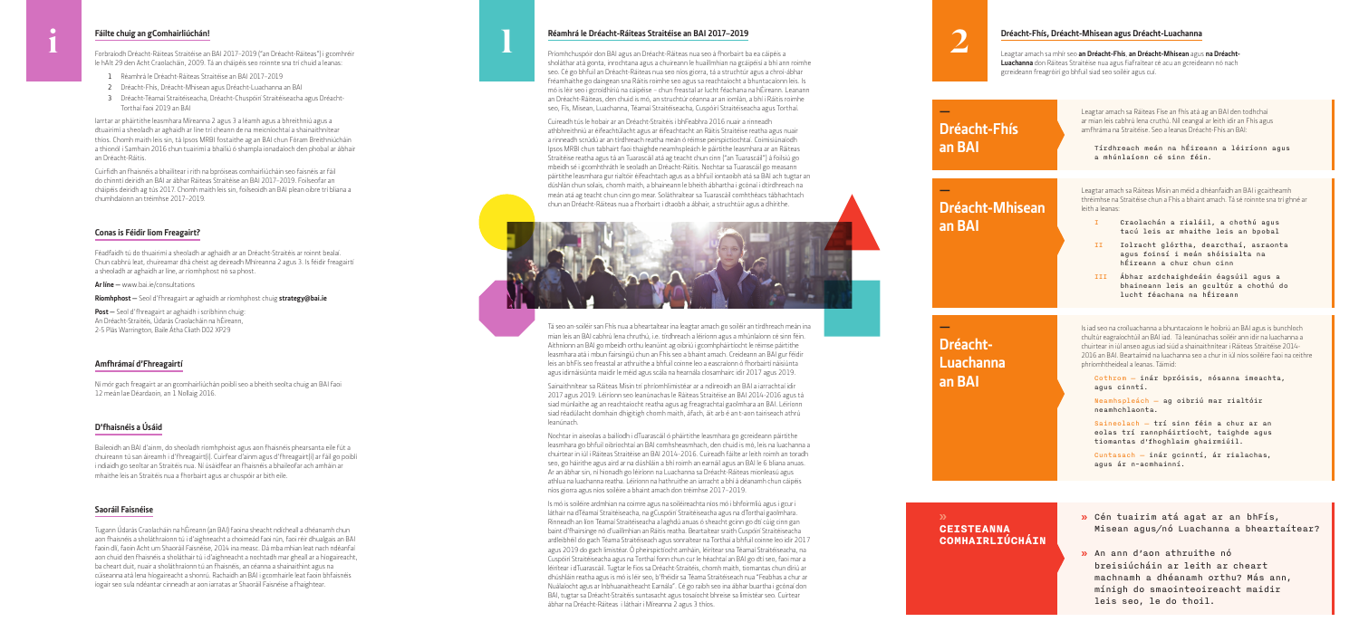# i

## Fáilte chuig an gComhairliúchán!

Forbraíodh Dréacht-Ráiteas Straitéise an BAI 2017-2019 ("an Dréacht-Ráiteas") i gcomhréir le hAlt 29 den Acht Craolacháin, 2009. Tá an cháipéis seo roinnte sna trí chuid a leanas:

1. Réamhrá le Dréacht-Ráiteas Straitéise an BAI 2017–2019
2. Dréacht-Fhís, Dréacht-Mhisean agus Dréacht-Luachanna an BAI
3. Dréacht-Téamaí Straitéiseacha, Dréacht-Chuspóirí Straitéiseacha agus Dréacht-Torthaí faoi 2019 an BAI

Iarrtar ar pháirtithe leasmhara Míreanna 2 agus 3 a léamh agus a bhfreitrhiú agus a dtuairimí a sheoladh ar aghaidh ar líne trí cheann de na meicníochtaí a shainaithnítear thíos. Chomh maith leis sin, tá Ipsos MRBI fostaithe ag an BAI chun Fóram Breithniúcháin a thionól i Samhain 2016 chun tuairimí a bhailiú ó shampla ionadaíoch den phobal ar ábhair an Dréacht-Ráitis.

Cuirfidh an fhaisnéis a bhailítear i rith na bpróiseas comhairliúcháin seo faisnéis ar fáil do chinntí deiridh an BAI ar ábhar Ráiteas Straitéise an BAI 2017-2019. Foilseofar an cháipéis deiridh ag tús 2017. Chomh maith leis sin, foilseoidh an BAI plean oibre trí bliana a chumhdaíonn an tréimhse 2017–2019.

### Conas is Féidir liom Freagairt?

Féadfaidh tú do thuairimí a sheoladh ar aghaidh ar an Dréacht-Straitéis ar roinnt bealaí. Chun cabhrú leat, chuireamar dhá cheist ag deireadh Mhíreanna 2 agus 3. Is féidir freagairtí a sheoladh ar aghaidh ar líne, ar ríomhphost nó sa phost.

**Ar líne** – www.bai.ie/consultations

**Ríomhphost** – Seol d'fhreagairt ar aghaidh ar ríomhphost chuig **strategy@bai.ie**

**Post** – Seol d'fhreagairt ar aghaidh i scríbhinn chuig:
An Dréacht-Straitéis, Údarás Craolacháin na hÉireann,
2-5 Plás Warrington, Baile Átha Cliath D02 XP29

### Amfhrámaí d'Fhreagairtí

Ní mór gach freagairt ar an gcomhairliúchán poiblí seo a bheith seolta chuig an BAI faoi 12 meán lae Déardaoin, an 1 Nollaig 2016.

### D'fhaisnéis a Úsáid

Baileoidh an BAI d'ainm, do sheoladh ríomhphoist agus aon fhaisnéis phearsanta eile fúit a chuireann tú san áireamh i d'fhreagairt(í). Cuirfear d'ainm agus d'fhreagairt(í) ar fáil go poiblí i ndiaidh go seoltar an Straitéis nua. Ní úsáidfear an fhaisnéis a bhaileofar ach amháin ar mhaithe leis an Straitéis nua a fhorbairt agus ar chuspóir ar bith eile.

### Saoráil Faisnéise

Tugann Údarás Craolacháin na hÉireann (an BAI) faoina sheacht ndícheall a dhéanamh chun aon fhaisnéis a sholáthraíonn tú i d'aighneacht a choimeád faoi rún, faoi réir dhualgais an BAI faoin dlí, faoin Acht um Shaoráil Faisnéise, 2014 ina measc. Dá mba mhian leat nach ndéanfaí aon chuid den fhaisnéis a sholáthair tú i d'aighneacht a nochtadh mar gheall ar a híogaireacht, ba cheart duit, nuair a sholáthraíonn tú an fhaisnéis, an céanna a shainaithint agus na cúiseanna atá lena híogaireacht a shonrú. Rachaidh an BAI i gcomhairle leat faoin bhfaisnéis íogair seo sula ndéantar cinneadh ar aon iarratas ar Shaoráil Faisnéise a fhaightear.

# 1

## Réamhrá le Dréacht-Ráiteas Straitéise an BAI 2017–2019

Príomhchuspóir don BAI agus an Dréacht-Ráiteas nua seo á fhorbairt ba ea cáipéis a sholáthar atá gonta, inrochtana agus a chuireann le huaillmhian na gcáipéisí a bhí ann roimhe seo. Cé go bhfuil an Dréacht-Ráiteas nua seo níos giorra, tá a struchtúr agus a chroí-ábhar fréamhaithe go daingean sna Ráitis roimhe seo agus sa reachtaíocht a bhuntacaíonn leis. Is mó is léir seo i gcroídhíriú na cáipéise – chun freastal ar lucht féachana na hÉireann. Leanann an Dréacht-Ráiteas, den chuid is mó, an struchtúr céanna ar an iomlán, a bhí i Ráitis roimhe seo, Fís, Misean, Luachanna, Téamaí Straitéiseacha, Cuspóirí Straitéiseacha agus Torthaí.

Cuireadh tús le hobair ar an Dréacht-Straitéis i bhFeabhra 2016 nuair a rinneadh athbhreithniú ar éifeachtúlacht agus ar éifeachtacht an Ráitis Straitéise reatha agus nuair a rinneadh scrúdú ar an timpeallacht reatha méan ó réimse peirspictíochtaí. Coimisiúnaíodh Ipsos MRBI chun tabhairt faoi thaighde neamhspleách le páirtithe leasmhara ar an Ráiteas Straitéise reatha agus tá an Tuarascáil atá ag teacht chun cinn ("an Tuarascáil") á foilsiú go mbeidh sé i gcomhthráth le seoladh an Dréacht-Ráitis. Nochtar sa Tuarascáil go measann páirtithe leasmhara gur rialtóir éifeachtach agus as a bhfuil iontaobh atá sa BAI ach tugtar an dúshlán chun solais, chomh maith, a bhaineann le bheith ábhartha i gcónaí i dtimpeallacht na meán atá ag teacht chun cinn go mear. Soláthraítear sa Tuarascáil comhthéacs tábhachtach chun an Dréacht-Ráiteas nua a fhorbairt i dtaobh a ábhair, a struchtúir agus a chinnthe.

Tá seo an-soiléir san Fhís nua a bheartaítear ina leagtar amach go soiléir an tiomantas méan ina mian leis an BAI cabhrú lena chruthú, i.e. timpeallacht a léiríonn agus a mhúnlaíonn cé sinn féin. Aithníonn an BAI go mbeidh orthu leanúint ag oibriú i gcomhpháirtíocht le réimse páirtithe leasmhara atá i mbun fairsingiú chun an Fhís seo a bhaint amach. Creideann an BAI gur féidir leis an bhFís seo freastal ar athruithe a bhfuil coinne leo a eascraíonn ó fhorbairtí náisiúnta agus idirnáisiúnta maidir le méid agus scála na hearnála closamhairc idir 2017 agus 2019.

Sainaithnítear sa Ráiteas Misin trí phríomhlimistéar ar a ndíreoidh an BAI a iarrachtaí idir 2017 agus 2019. Léiríonn seo leanúnachas le Ráiteas Straitéise an BAI 2014-2016 agus tá siad múnlaithe ag an reachtaíocht reatha agus ag freagrachtaí gaolmhara an BAI. Léiríonn siad réadúlacht domhain dhigitigh chomh maith, áfach, áit arb é an t-aon tairiseach athrú leanúnach.

Nochtar in aiseolas a bailíodh i dTuarascáil ó pháirtithe leasmhara go gcreideann páirtithe leasmhara go bhfuil oibríochtaí an BAI comhsheasmhach, den chuid is mó, leis na luachanna a chuirtear in iúl i Ráiteas Straitéise an BAI 2014-2016. Cuireadh fáilte ar leith roimh an toradh seo, go háirithe agus aird ar na dúshláin a bhí roimh an earnáil agus an BAI le 6 bliana anuas. Ar an ábhar sin, ní hionadh go léiríonn na Luachanna sa Dréacht-Ráiteas mionleasú agus athlua na luachanna reatha. Léiríonn na hathruithe an iarracht a bhí á déanamh chun cáipéis níos giorra agus níos soiléire a bhaint amach don tréimhse 2017–2019.

Is mó is soiléire ardmhian na coimre agus na soiléireachta níos mó i bhfoirmliú agus i gcur i láthair na dTéamaí Straitéiseacha, na gCuspóirí Straitéiseacha agus na dTorthaí gaolmhara. Rinneadh an líon Téamaí Straitéiseacha a laghdú anuas ó sheacht gcinn go dtí cúig cinn gan baint d'fhairsinge nó d'uaillmhian an Ráitis reatha. Beartaítear sraith Cuspóirí Straitéiseacha ardleibhéil do gach Téama Straitéiseach agus sonraítear na Torthaí a bhfuil coinne leo idir 2017 agus 2019 do gach limistéar. Ó pheirspictíocht amháin, léirítear sna Téamaí Straitéiseacha, na Cuspóirí Straitéiseacha agus na Torthaí fonn chun cur le héachtaí an BAI go dtí seo, faoi mar a léirítear i dTuarascáil. Tugtar le fios sa Dréacht-Ráiteas, chomh maith, tiomantas chun díriú ar dhúshláin reatha agus is mó is léir seo, b'fhéidir sa Téama Straitéiseach nua "Feabhas a chur ar Nuálaíocht agus ar Inbhuanaitheacht Earnála". Cé go raibh seo ina ábhar buartha i gcónaí don BAI, tugtar sa Dréacht-Straitéis suntasacht agus tosaíocht bhreise sa limistéar seo. Cuirtear ábhar na Dréacht-Ráiteas i láthair i Míreanna 2 agus 3 thíos.

# 2

## Dréacht-Fhís, Dréacht-Mhisean agus Dréacht-Luachanna

Leagtar amach sa mhír seo **an Dréacht-Fhís**, **an Dréacht-Mhisean** agus **na Dréacht-Luachanna** don Ráiteas Straitéise nua agus fiafraítear cé acu an gcreideann nó nach gcreideann freagróirí go bhfuil siad seo soiléir agus cuí.

### Dréacht-Fhís an BAI

Leagtar amach sa Ráiteas Físe an fhís atá ag an BAI don todhchaí ar mian leis cabhrú lena cruthú. Níl ceangal ar leith idir an Fhís agus amfhráma na Straitéise. Seo a leanas Dréacht-Fhís an BAI:

Timpeallacht meán na hÉireann a léiríonn agus a mhúnlaíonn cé sinn féin.

### Dréacht-Mhisean an BAI

Leagtar amach sa Ráiteas Misin an méid a dhéanfaidh an BAI i gcaitheamh thréimhse na Straitéise chun a Fhís a bhaint amach. Tá sé roinnte sna trí ghné ar leith a leanas:

- I — Craolachán a rialáil, a chothú agus tacú leis ar mhaithe leis an bpobal
- II — Iolracht glórtha, dearcthaí, asraonta agus foinsí i meán shóisialta na hÉireann a chur chun cinn
- III — Ábhar ardchaighdeáin éagsúil agus a bhaineann leis an gcultúr a chothú do lucht féachana na hÉireann

### Dréacht-Luachanna an BAI

Is iad seo na croíluachanna a bhuntacaíonn le hobriú an BAI agus is bunchloch chultúr eagraíochtúil an BAI iad. Tá leanúnachas soiléir ann idir na luachanna a chuirtear in iúl anseo agus iad siúd a shainaithnítear i Ráiteas Straitéise 2014-2016 an BAI. Beartaímid na luachanna seo a chur in iúl níos soiléire faoi na ceithre phríomhtheideal a leanas. Táimid:

**Cothrom** – inár bpróisis, nósanna imeachta, agus cinntí.

**Neamhspleách** – ag oibriú mar rialtóir neamhchlaonta.

**Saineolach** – trí sinn féin a chur ar an eolas trí rannpháirtíocht, taighde agus tiomantas d'fhoghlaim ghairmiúil.

**Cuntasach** – inár gcinntí, ár rialachas, agus ár n-acmhainní.

### » CEISTEANNA COMHAIRLIÚCHÁIN

» Cén tuairim atá agat ar an bhFís, Misean agus/nó Luachanna a bheartaítear?

» An ann d'aon athruithe nó breisiúcháin ar leith ar cheart machnamh a dhéanamh orthu? Más ann, mínigh do smaointeoireacht maidir leis seo, le do thoil.